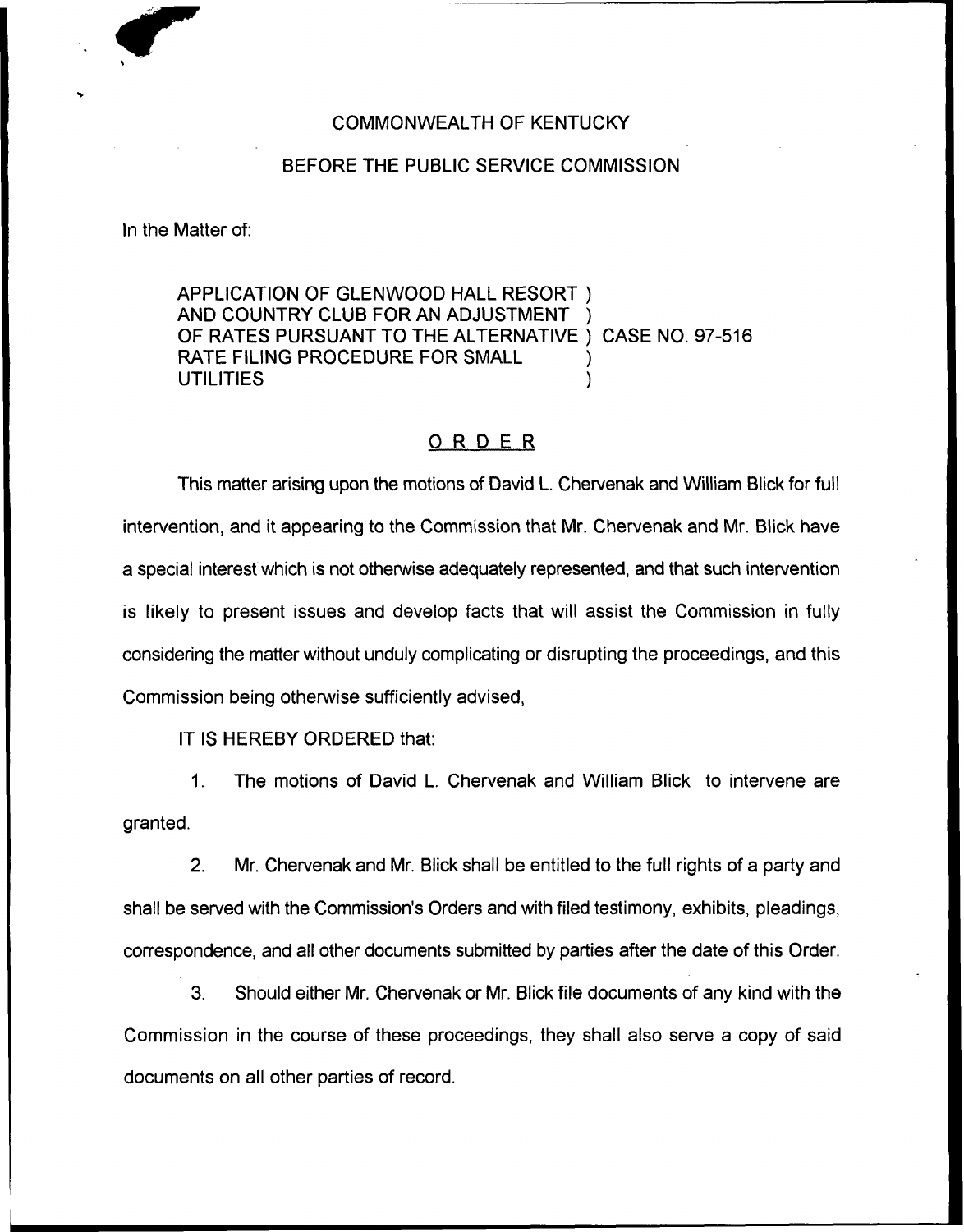COMMONWEALTH OF KENTUCKY

BEFORE THE PUBLIC SERVICE COMMISSION

In the Matter of:

APPLICATION OF GLENWOOD HALL RESORT AND COUNTRY CLUB FOR AN ADJUSTMENT OF RATES PURSUANT TO THE ALTERNATIVE RATE FILING PROCEDURE FOR SMALL UTILITIES ) CASE NO. 97-516

# ORDER

This matter arising upon the motions of David L. Chervenak and William Blick for full intervention, and it appearing to the Commission that Mr. Chervenak and Mr. Blick have a special interest which is not otherwise adequately represented, and that such intervention is likely to present issues and develop facts that will assist the Commission in fully considering the matter without unduly complicating or disrupting the proceedings, and this Commission being otherwise sufficiently advised,

IT IS HEREBY ORDERED that:

1. The motions of David L. Chervenak and William Blick to intervene are granted.

2. Mr. Chervenak and Mr. Blick shall be entitled to the full rights of a party and shall be served with the Commission's Orders and with filed testimony, exhibits, pleadings, correspondence, and all other documents submitted by parties after the date of this Order.

3. Should either Mr. Chervenak or Mr. Blick file documents of any kind with the Commission in the course of these proceedings, they shall also serve a copy of said documents on all other parties of record.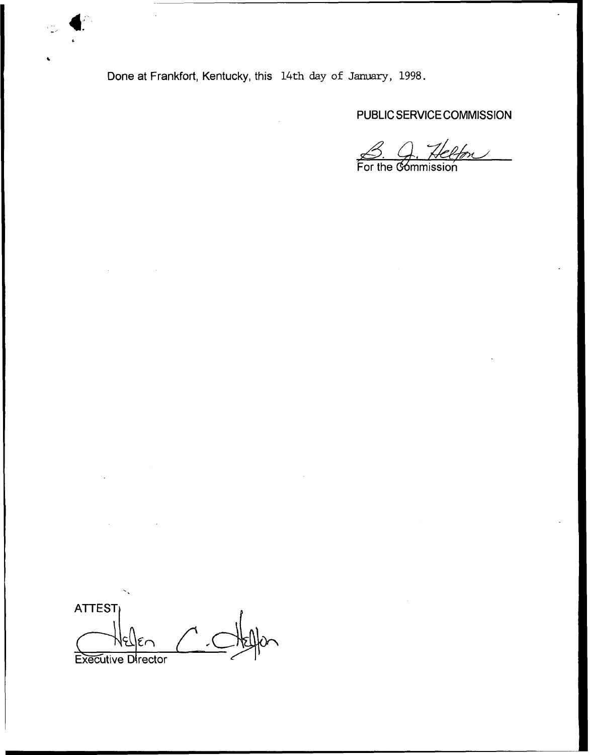Done at Frankfort, Kentucky, this 14th day of January, 1998.

PUBLIC SERVICE COMMISSION

B. J. Helton

For the Commission

ATTEST:

Helen C. Helton

Executive Director